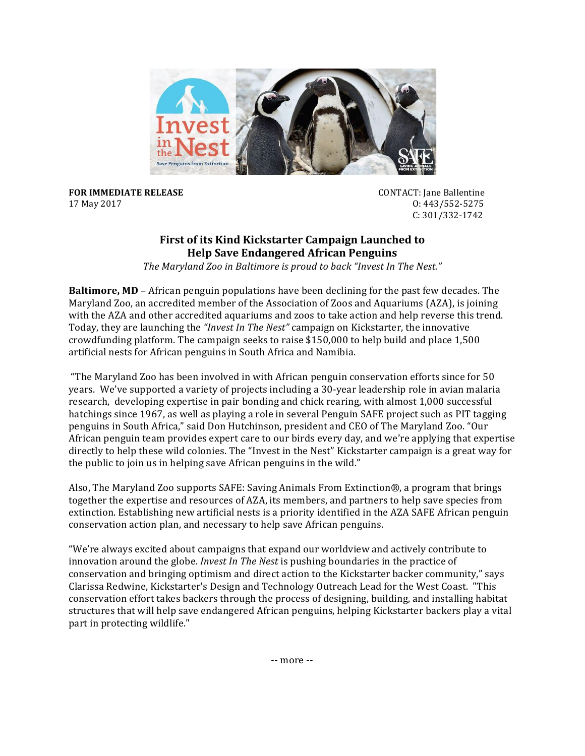**FOR IMMEDIATE RELEASE**
17 May 2017

CONTACT: Jane Ballentine
O: 443/552-5275
C: 301/332-1742

## First of its Kind Kickstarter Campaign Launched to Help Save Endangered African Penguins

*The Maryland Zoo in Baltimore is proud to back "Invest In The Nest."*

**Baltimore, MD** – African penguin populations have been declining for the past few decades. The Maryland Zoo, an accredited member of the Association of Zoos and Aquariums (AZA), is joining with the AZA and other accredited aquariums and zoos to take action and help reverse this trend. Today, they are launching the *"Invest In The Nest"* campaign on Kickstarter, the innovative crowdfunding platform. The campaign seeks to raise $150,000 to help build and place 1,500 artificial nests for African penguins in South Africa and Namibia.

"The Maryland Zoo has been involved in with African penguin conservation efforts since for 50 years. We've supported a variety of projects including a 30-year leadership role in avian malaria research, developing expertise in pair bonding and chick rearing, with almost 1,000 successful hatchings since 1967, as well as playing a role in several Penguin SAFE project such as PIT tagging penguins in South Africa," said Don Hutchinson, president and CEO of The Maryland Zoo. "Our African penguin team provides expert care to our birds every day, and we're applying that expertise directly to help these wild colonies. The "Invest in the Nest" Kickstarter campaign is a great way for the public to join us in helping save African penguins in the wild."

Also, The Maryland Zoo supports SAFE: Saving Animals From Extinction®, a program that brings together the expertise and resources of AZA, its members, and partners to help save species from extinction. Establishing new artificial nests is a priority identified in the AZA SAFE African penguin conservation action plan, and necessary to help save African penguins.

"We're always excited about campaigns that expand our worldview and actively contribute to innovation around the globe. *Invest In The Nest* is pushing boundaries in the practice of conservation and bringing optimism and direct action to the Kickstarter backer community," says Clarissa Redwine, Kickstarter's Design and Technology Outreach Lead for the West Coast. "This conservation effort takes backers through the process of designing, building, and installing habitat structures that will help save endangered African penguins, helping Kickstarter backers play a vital part in protecting wildlife."

-- more --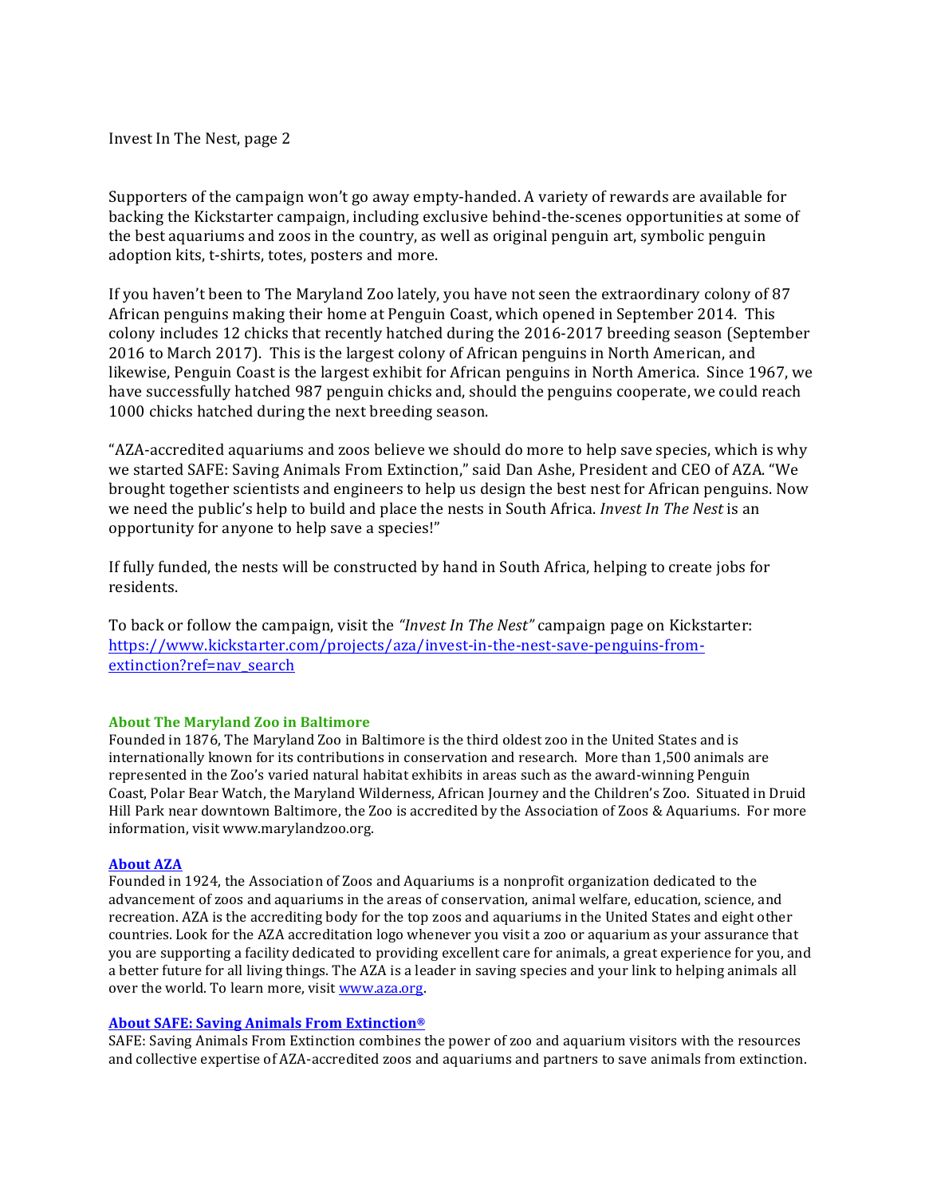Supporters of the campaign won't go away empty-handed. A variety of rewards are available for backing the Kickstarter campaign, including exclusive behind-the-scenes opportunities at some of the best aquariums and zoos in the country, as well as original penguin art, symbolic penguin adoption kits, t-shirts, totes, posters and more.

If you haven't been to The Maryland Zoo lately, you have not seen the extraordinary colony of 87 African penguins making their home at Penguin Coast, which opened in September 2014. This colony includes 12 chicks that recently hatched during the 2016-2017 breeding season (September 2016 to March 2017). This is the largest colony of African penguins in North American, and likewise, Penguin Coast is the largest exhibit for African penguins in North America. Since 1967, we have successfully hatched 987 penguin chicks and, should the penguins cooperate, we could reach 1000 chicks hatched during the next breeding season.

"AZA-accredited aquariums and zoos believe we should do more to help save species, which is why we started SAFE: Saving Animals From Extinction," said Dan Ashe, President and CEO of AZA. "We brought together scientists and engineers to help us design the best nest for African penguins. Now we need the public's help to build and place the nests in South Africa. *Invest In The Nest* is an opportunity for anyone to help save a species!"

If fully funded, the nests will be constructed by hand in South Africa, helping to create jobs for residents.

To back or follow the campaign, visit the *"Invest In The Nest"* campaign page on Kickstarter: [https://www.kickstarter.com/projects/aza/invest-in-the-nest-save-penguins-from-extinction?ref=nav_search](https://www.kickstarter.com/projects/aza/invest-in-the-nest-save-penguins-from-extinction?ref=nav_search)

**About The Maryland Zoo in Baltimore**

Founded in 1876, The Maryland Zoo in Baltimore is the third oldest zoo in the United States and is internationally known for its contributions in conservation and research. More than 1,500 animals are represented in the Zoo's varied natural habitat exhibits in areas such as the award-winning Penguin Coast, Polar Bear Watch, the Maryland Wilderness, African Journey and the Children's Zoo. Situated in Druid Hill Park near downtown Baltimore, the Zoo is accredited by the Association of Zoos & Aquariums. For more information, visit www.marylandzoo.org.

**About AZA**

Founded in 1924, the Association of Zoos and Aquariums is a nonprofit organization dedicated to the advancement of zoos and aquariums in the areas of conservation, animal welfare, education, science, and recreation. AZA is the accrediting body for the top zoos and aquariums in the United States and eight other countries. Look for the AZA accreditation logo whenever you visit a zoo or aquarium as your assurance that you are supporting a facility dedicated to providing excellent care for animals, a great experience for you, and a better future for all living things. The AZA is a leader in saving species and your link to helping animals all over the world. To learn more, visit [www.aza.org](www.aza.org).

**About SAFE: Saving Animals From Extinction®**

SAFE: Saving Animals From Extinction combines the power of zoo and aquarium visitors with the resources and collective expertise of AZA-accredited zoos and aquariums and partners to save animals from extinction.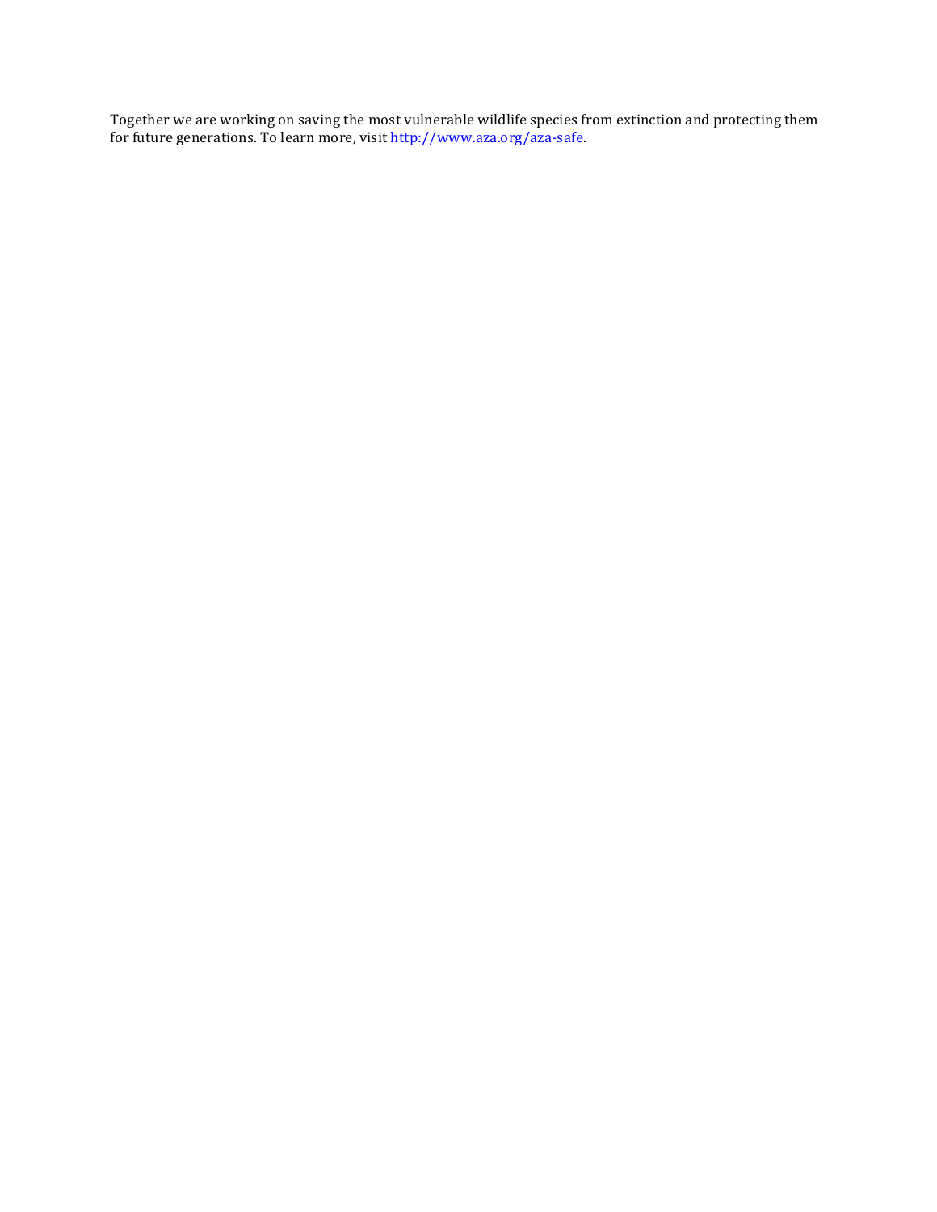Together we are working on saving the most vulnerable wildlife species from extinction and protecting them for future generations. To learn more, visit [http://www.aza.org/aza-safe](http://www.aza.org/aza-safe).